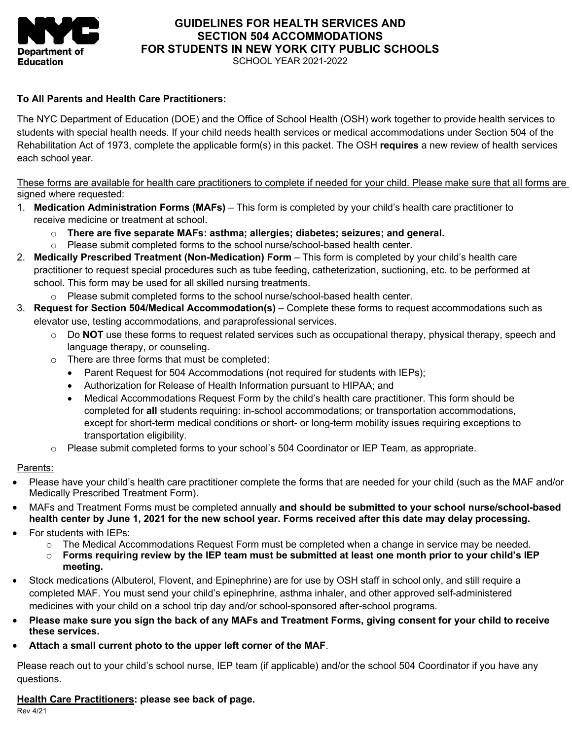NYC Department of Education

# GUIDELINES FOR HEALTH SERVICES AND SECTION 504 ACCOMMODATIONS FOR STUDENTS IN NEW YORK CITY PUBLIC SCHOOLS

SCHOOL YEAR 2021-2022

**To All Parents and Health Care Practitioners:**

The NYC Department of Education (DOE) and the Office of School Health (OSH) work together to provide health services to students with special health needs. If your child needs health services or medical accommodations under Section 504 of the Rehabilitation Act of 1973, complete the applicable form(s) in this packet. The OSH **requires** a new review of health services each school year.

<u>These forms are available for health care practitioners to complete if needed for your child. Please make sure that all forms are signed where requested:</u>

1. **Medication Administration Forms (MAFs)** – This form is completed by your child's health care practitioner to receive medicine or treatment at school.
   - **There are five separate MAFs: asthma; allergies; diabetes; seizures; and general.**
   - Please submit completed forms to the school nurse/school-based health center.
2. **Medically Prescribed Treatment (Non-Medication) Form** – This form is completed by your child's health care practitioner to request special procedures such as tube feeding, catheterization, suctioning, etc. to be performed at school. This form may be used for all skilled nursing treatments.
   - Please submit completed forms to the school nurse/school-based health center.
3. **Request for Section 504/Medical Accommodation(s)** – Complete these forms to request accommodations such as elevator use, testing accommodations, and paraprofessional services.
   - Do **NOT** use these forms to request related services such as occupational therapy, physical therapy, speech and language therapy, or counseling.
   - There are three forms that must be completed:
     - Parent Request for 504 Accommodations (not required for students with IEPs);
     - Authorization for Release of Health Information pursuant to HIPAA; and
     - Medical Accommodations Request Form by the child's health care practitioner. This form should be completed for **all** students requiring: in-school accommodations; or transportation accommodations, except for short-term medical conditions or short- or long-term mobility issues requiring exceptions to transportation eligibility.
   - Please submit completed forms to your school's 504 Coordinator or IEP Team, as appropriate.

<u>Parents:</u>

- Please have your child's health care practitioner complete the forms that are needed for your child (such as the MAF and/or Medically Prescribed Treatment Form).
- MAFs and Treatment Forms must be completed annually **and should be submitted to your school nurse/school-based health center by June 1, 2021 for the new school year. Forms received after this date may delay processing.**
- For students with IEPs:
  - The Medical Accommodations Request Form must be completed when a change in service may be needed.
  - **Forms requiring review by the IEP team must be submitted at least one month prior to your child's IEP meeting.**
- Stock medications (Albuterol, Flovent, and Epinephrine) are for use by OSH staff in school only, and still require a completed MAF. You must send your child's epinephrine, asthma inhaler, and other approved self-administered medicines with your child on a school trip day and/or school-sponsored after-school programs.
- **Please make sure you sign the back of any MAFs and Treatment Forms, giving consent for your child to receive these services.**
- **Attach a small current photo to the upper left corner of the MAF**.

Please reach out to your child's school nurse, IEP team (if applicable) and/or the school 504 Coordinator if you have any questions.

**<u>Health Care Practitioners</u>: please see back of page.**

Rev 4/21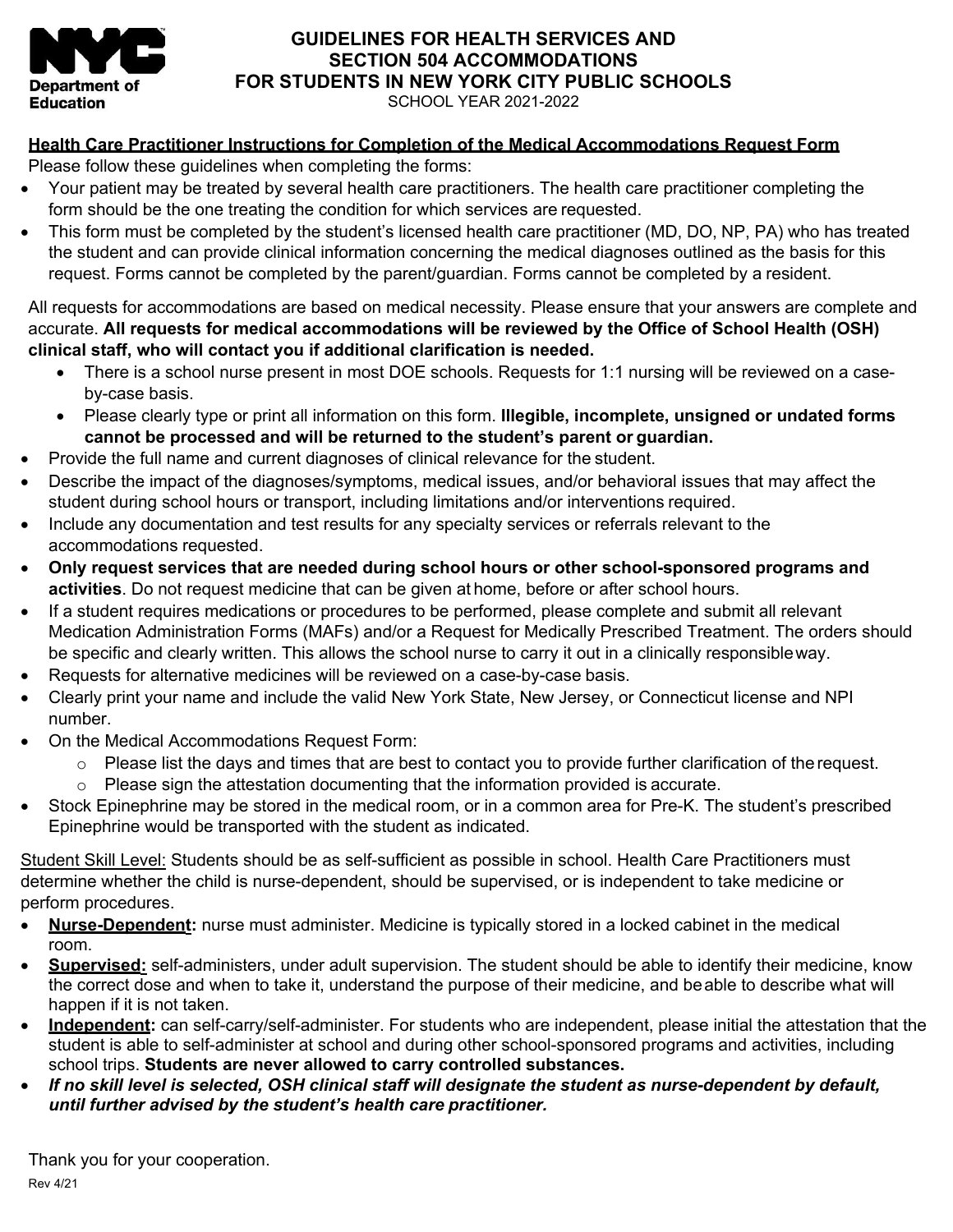# GUIDELINES FOR HEALTH SERVICES AND SECTION 504 ACCOMMODATIONS FOR STUDENTS IN NEW YORK CITY PUBLIC SCHOOLS

SCHOOL YEAR 2021-2022

**Health Care Practitioner Instructions for Completion of the Medical Accommodations Request Form**

Please follow these guidelines when completing the forms:

- Your patient may be treated by several health care practitioners. The health care practitioner completing the form should be the one treating the condition for which services are requested.
- This form must be completed by the student's licensed health care practitioner (MD, DO, NP, PA) who has treated the student and can provide clinical information concerning the medical diagnoses outlined as the basis for this request. Forms cannot be completed by the parent/guardian. Forms cannot be completed by a resident.

All requests for accommodations are based on medical necessity. Please ensure that your answers are complete and accurate. **All requests for medical accommodations will be reviewed by the Office of School Health (OSH) clinical staff, who will contact you if additional clarification is needed.**

- There is a school nurse present in most DOE schools. Requests for 1:1 nursing will be reviewed on a case-by-case basis.
- Please clearly type or print all information on this form. **Illegible, incomplete, unsigned or undated forms cannot be processed and will be returned to the student's parent or guardian.**

- Provide the full name and current diagnoses of clinical relevance for the student.
- Describe the impact of the diagnoses/symptoms, medical issues, and/or behavioral issues that may affect the student during school hours or transport, including limitations and/or interventions required.
- Include any documentation and test results for any specialty services or referrals relevant to the accommodations requested.
- **Only request services that are needed during school hours or other school-sponsored programs and activities**. Do not request medicine that can be given at home, before or after school hours.
- If a student requires medications or procedures to be performed, please complete and submit all relevant Medication Administration Forms (MAFs) and/or a Request for Medically Prescribed Treatment. The orders should be specific and clearly written. This allows the school nurse to carry it out in a clinically responsible way.
- Requests for alternative medicines will be reviewed on a case-by-case basis.
- Clearly print your name and include the valid New York State, New Jersey, or Connecticut license and NPI number.
- On the Medical Accommodations Request Form:
  - Please list the days and times that are best to contact you to provide further clarification of the request.
  - Please sign the attestation documenting that the information provided is accurate.
- Stock Epinephrine may be stored in the medical room, or in a common area for Pre-K. The student's prescribed Epinephrine would be transported with the student as indicated.

Student Skill Level: Students should be as self-sufficient as possible in school. Health Care Practitioners must determine whether the child is nurse-dependent, should be supervised, or is independent to take medicine or perform procedures.

- **Nurse-Dependent:** nurse must administer. Medicine is typically stored in a locked cabinet in the medical room.
- **Supervised:** self-administers, under adult supervision. The student should be able to identify their medicine, know the correct dose and when to take it, understand the purpose of their medicine, and be able to describe what will happen if it is not taken.
- **Independent:** can self-carry/self-administer. For students who are independent, please initial the attestation that the student is able to self-administer at school and during other school-sponsored programs and activities, including school trips. **Students are never allowed to carry controlled substances.**
- ***If no skill level is selected, OSH clinical staff will designate the student as nurse-dependent by default, until further advised by the student's health care practitioner.***

Thank you for your cooperation.

Rev 4/21